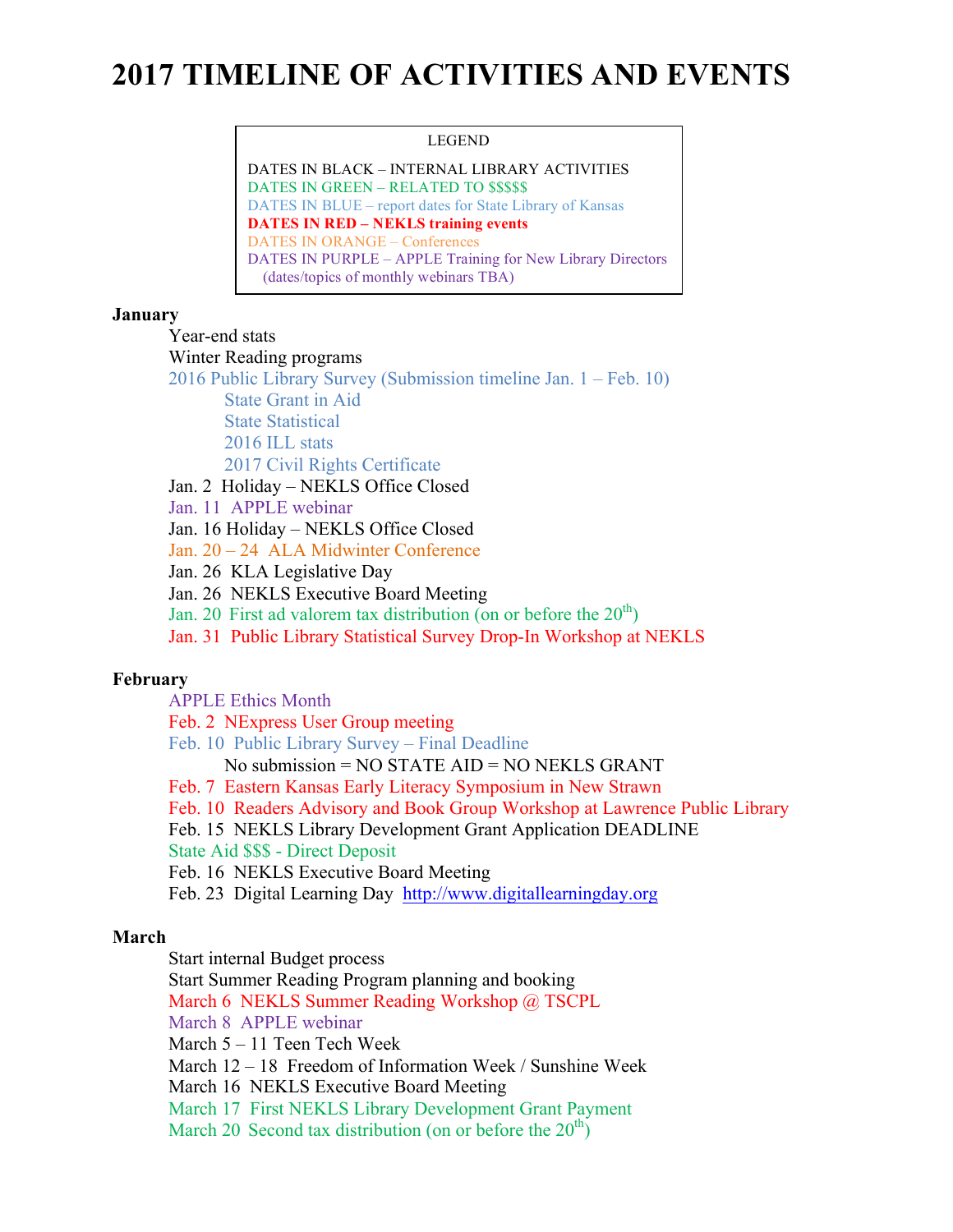# 2017 TIMELINE OF ACTIVITIES AND EVENTS

LEGEND

DATES IN BLACK – INTERNAL LIBRARY ACTIVITIES
DATES IN GREEN – RELATED TO $$$$$
DATES IN BLUE – report dates for State Library of Kansas
**DATES IN RED – NEKLS training events**
DATES IN ORANGE – Conferences
DATES IN PURPLE – APPLE Training for New Library Directors (dates/topics of monthly webinars TBA)

**January**

- Year-end stats
- Winter Reading programs
- 2016 Public Library Survey (Submission timeline Jan. 1 – Feb. 10)
  - State Grant in Aid
  - State Statistical
  - 2016 ILL stats
  - 2017 Civil Rights Certificate
- Jan. 2 Holiday – NEKLS Office Closed
- Jan. 11 APPLE webinar
- Jan. 16 Holiday – NEKLS Office Closed
- Jan. 20 – 24 ALA Midwinter Conference
- Jan. 26 KLA Legislative Day
- Jan. 26 NEKLS Executive Board Meeting
- Jan. 20 First ad valorem tax distribution (on or before the 20th)
- Jan. 31 Public Library Statistical Survey Drop-In Workshop at NEKLS

**February**

- APPLE Ethics Month
- Feb. 2 NExpress User Group meeting
- Feb. 10 Public Library Survey – Final Deadline
  - No submission = NO STATE AID = NO NEKLS GRANT
- Feb. 7 Eastern Kansas Early Literacy Symposium in New Strawn
- Feb. 10 Readers Advisory and Book Group Workshop at Lawrence Public Library
- Feb. 15 NEKLS Library Development Grant Application DEADLINE
- State Aid $$$ - Direct Deposit
- Feb. 16 NEKLS Executive Board Meeting
- Feb. 23 Digital Learning Day http://www.digitallearningday.org

**March**

- Start internal Budget process
- Start Summer Reading Program planning and booking
- March 6 NEKLS Summer Reading Workshop @ TSCPL
- March 8 APPLE webinar
- March 5 – 11 Teen Tech Week
- March 12 – 18 Freedom of Information Week / Sunshine Week
- March 16 NEKLS Executive Board Meeting
- March 17 First NEKLS Library Development Grant Payment
- March 20 Second tax distribution (on or before the 20th)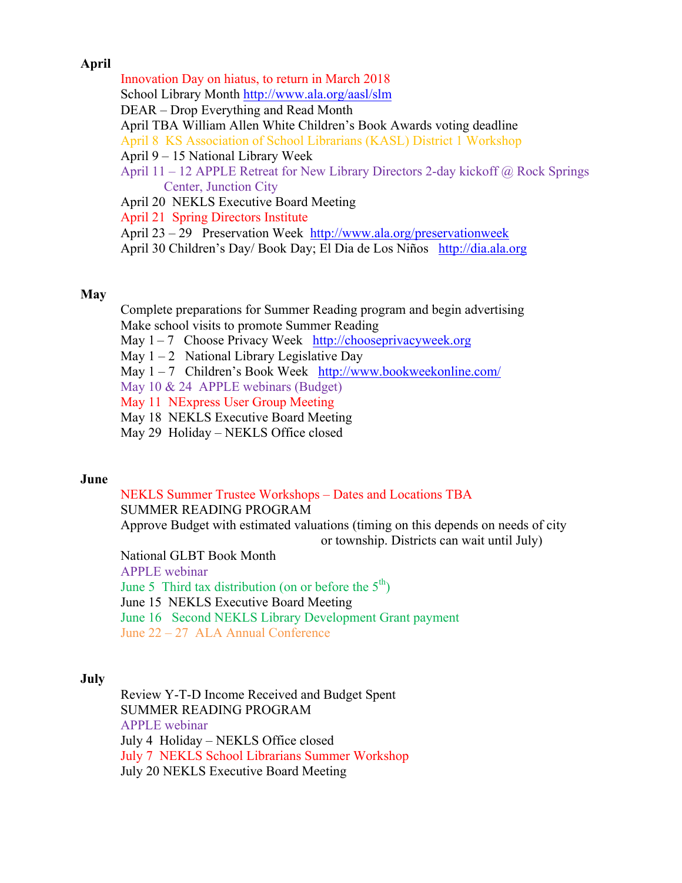**April**

- Innovation Day on hiatus, to return in March 2018
- School Library Month http://www.ala.org/aasl/slm
- DEAR – Drop Everything and Read Month
- April TBA William Allen White Children's Book Awards voting deadline
- April 8 KS Association of School Librarians (KASL) District 1 Workshop
- April 9 – 15 National Library Week
- April 11 – 12 APPLE Retreat for New Library Directors 2-day kickoff @ Rock Springs Center, Junction City
- April 20 NEKLS Executive Board Meeting
- April 21 Spring Directors Institute
- April 23 – 29 Preservation Week http://www.ala.org/preservationweek
- April 30 Children's Day/ Book Day; El Dia de Los Niños http://dia.ala.org

**May**

- Complete preparations for Summer Reading program and begin advertising
- Make school visits to promote Summer Reading
- May 1 – 7 Choose Privacy Week http://chooseprivacyweek.org
- May 1 – 2 National Library Legislative Day
- May 1 – 7 Children's Book Week http://www.bookweekonline.com/
- May 10 & 24 APPLE webinars (Budget)
- May 11 NExpress User Group Meeting
- May 18 NEKLS Executive Board Meeting
- May 29 Holiday – NEKLS Office closed

**June**

- NEKLS Summer Trustee Workshops – Dates and Locations TBA
- SUMMER READING PROGRAM
- Approve Budget with estimated valuations (timing on this depends on needs of city or township. Districts can wait until July)
- National GLBT Book Month
- APPLE webinar
- June 5 Third tax distribution (on or before the 5th)
- June 15 NEKLS Executive Board Meeting
- June 16 Second NEKLS Library Development Grant payment
- June 22 – 27 ALA Annual Conference

**July**

- Review Y-T-D Income Received and Budget Spent
- SUMMER READING PROGRAM
- APPLE webinar
- July 4 Holiday – NEKLS Office closed
- July 7 NEKLS School Librarians Summer Workshop
- July 20 NEKLS Executive Board Meeting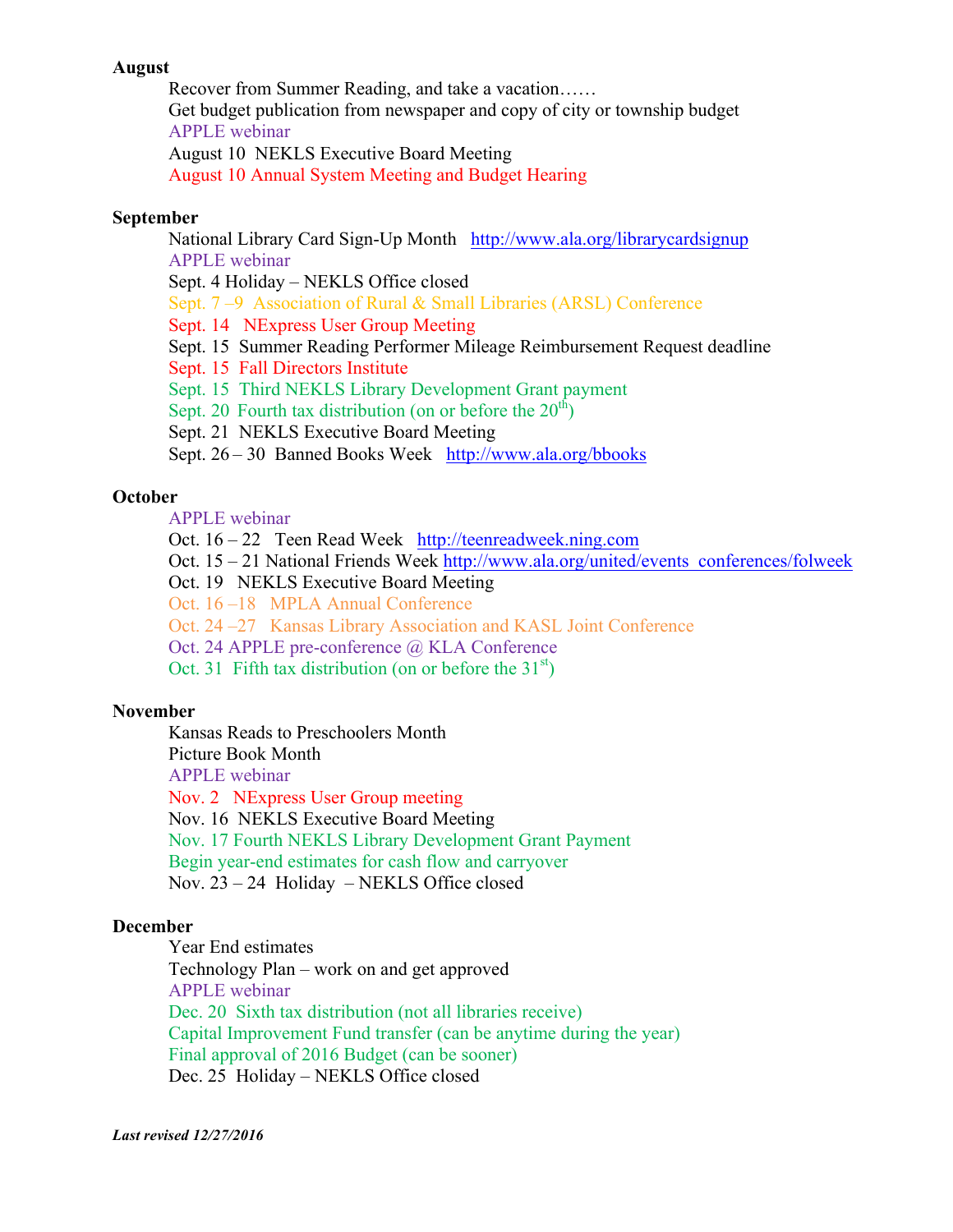**August**

Recover from Summer Reading, and take a vacation……

Get budget publication from newspaper and copy of city or township budget

APPLE webinar

August 10 NEKLS Executive Board Meeting

August 10 Annual System Meeting and Budget Hearing

**September**

National Library Card Sign-Up Month http://www.ala.org/librarycardsignup

APPLE webinar

Sept. 4 Holiday – NEKLS Office closed

Sept. 7 –9 Association of Rural & Small Libraries (ARSL) Conference

Sept. 14 NExpress User Group Meeting

Sept. 15 Summer Reading Performer Mileage Reimbursement Request deadline

Sept. 15 Fall Directors Institute

Sept. 15 Third NEKLS Library Development Grant payment

Sept. 20 Fourth tax distribution (on or before the 20th)

Sept. 21 NEKLS Executive Board Meeting

Sept. 26 – 30 Banned Books Week http://www.ala.org/bbooks

**October**

APPLE webinar

Oct. 16 – 22 Teen Read Week http://teenreadweek.ning.com

Oct. 15 – 21 National Friends Week http://www.ala.org/united/events_conferences/folweek

Oct. 19 NEKLS Executive Board Meeting

Oct. 16 –18 MPLA Annual Conference

Oct. 24 –27 Kansas Library Association and KASL Joint Conference

Oct. 24 APPLE pre-conference @ KLA Conference

Oct. 31 Fifth tax distribution (on or before the 31st)

**November**

Kansas Reads to Preschoolers Month

Picture Book Month

APPLE webinar

Nov. 2 NExpress User Group meeting

Nov. 16 NEKLS Executive Board Meeting

Nov. 17 Fourth NEKLS Library Development Grant Payment

Begin year-end estimates for cash flow and carryover

Nov. 23 – 24 Holiday – NEKLS Office closed

**December**

Year End estimates

Technology Plan – work on and get approved

APPLE webinar

Dec. 20 Sixth tax distribution (not all libraries receive)

Capital Improvement Fund transfer (can be anytime during the year)

Final approval of 2016 Budget (can be sooner)

Dec. 25 Holiday – NEKLS Office closed

***Last revised 12/27/2016***